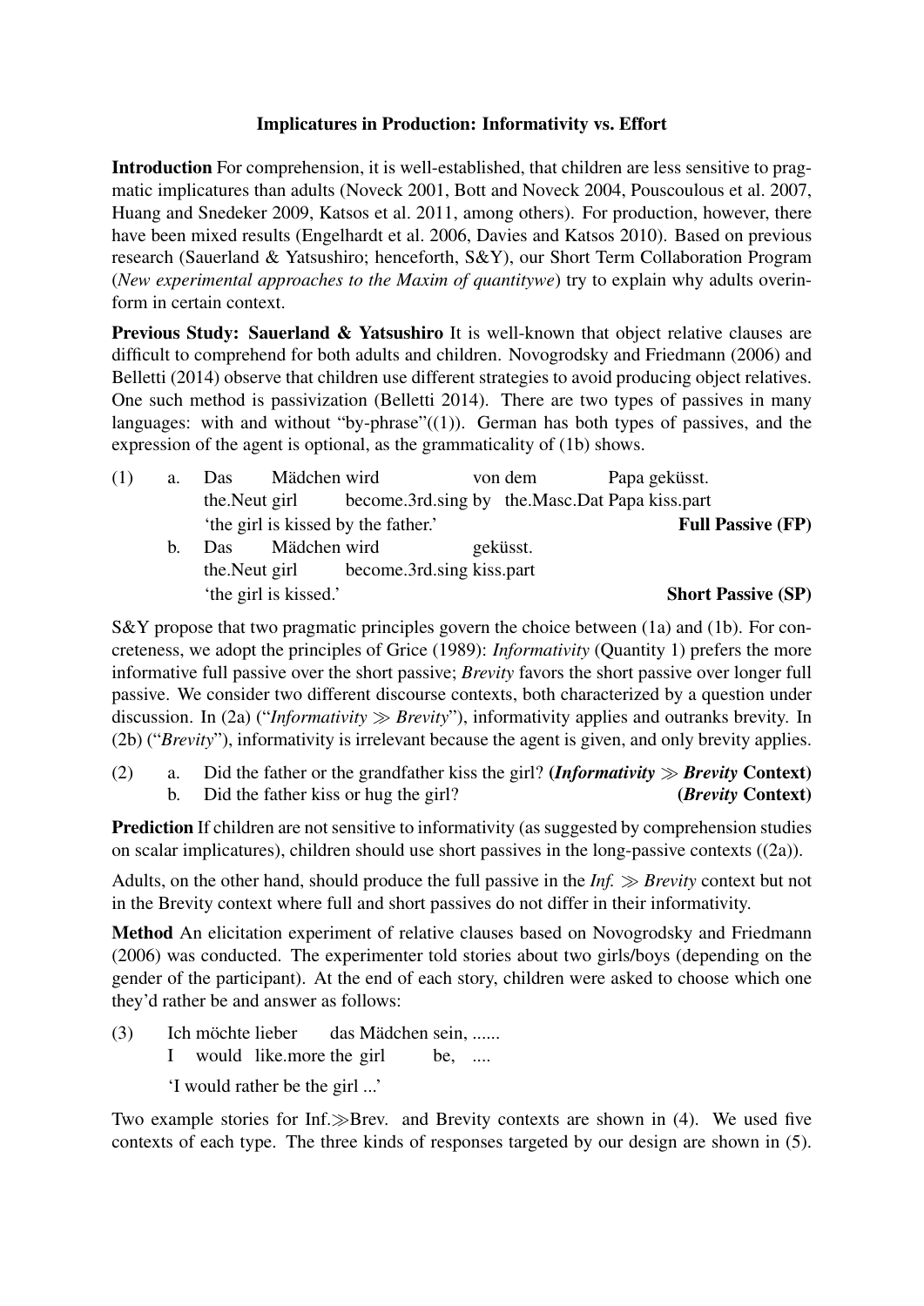## Implicatures in Production: Informativity vs. Effort

**Introduction** For comprehension, it is well-established, that children are less sensitive to pragmatic implicatures than adults (Noveck 2001, Bott and Noveck 2004, Pouscoulous et al. 2007, Huang and Snedeker 2009, Katsos et al. 2011, among others). For production, however, there have been mixed results (Engelhardt et al. 2006, Davies and Katsos 2010). Based on previous research (Sauerland & Yatsushiro; henceforth, S&Y), our Short Term Collaboration Program (*New experimental approaches to the Maxim of quantitywe*) try to explain why adults overinform in certain context.

**Previous Study: Sauerland & Yatsushiro** It is well-known that object relative clauses are difficult to comprehend for both adults and children. Novogrodsky and Friedmann (2006) and Belletti (2014) observe that children use different strategies to avoid producing object relatives. One such method is passivization (Belletti 2014). There are two types of passives in many languages: with and without "by-phrase"((1)). German has both types of passives, and the expression of the agent is optional, as the grammaticality of (1b) shows.

(1) a. Das Mädchen wird von dem Papa geküsst.
    the.Neut girl become.3rd.sing by the.Masc.Dat Papa kiss.part
    'the girl is kissed by the father.' **Full Passive (FP)**

  b. Das Mädchen wird geküsst.
    the.Neut girl become.3rd.sing kiss.part
    'the girl is kissed.' **Short Passive (SP)**

S&Y propose that two pragmatic principles govern the choice between (1a) and (1b). For concreteness, we adopt the principles of Grice (1989): *Informativity* (Quantity 1) prefers the more informative full passive over the short passive; *Brevity* favors the short passive over longer full passive. We consider two different discourse contexts, both characterized by a question under discussion. In (2a) ("*Informativity* ≫ *Brevity*"), informativity applies and outranks brevity. In (2b) ("*Brevity*"), informativity is irrelevant because the agent is given, and only brevity applies.

(2) a. Did the father or the grandfather kiss the girl? **(*Informativity* ≫ *Brevity* Context)**

  b. Did the father kiss or hug the girl? **(*Brevity* Context)**

**Prediction** If children are not sensitive to informativity (as suggested by comprehension studies on scalar implicatures), children should use short passives in the long-passive contexts ((2a)).

Adults, on the other hand, should produce the full passive in the *Inf.* ≫ *Brevity* context but not in the Brevity context where full and short passives do not differ in their informativity.

**Method** An elicitation experiment of relative clauses based on Novogrodsky and Friedmann (2006) was conducted. The experimenter told stories about two girls/boys (depending on the gender of the participant). At the end of each story, children were asked to choose which one they'd rather be and answer as follows:

(3) Ich möchte lieber das Mädchen sein, ......
  I would like.more the girl be, ....
  'I would rather be the girl ...'

Two example stories for Inf.≫Brev. and Brevity contexts are shown in (4). We used five contexts of each type. The three kinds of responses targeted by our design are shown in (5).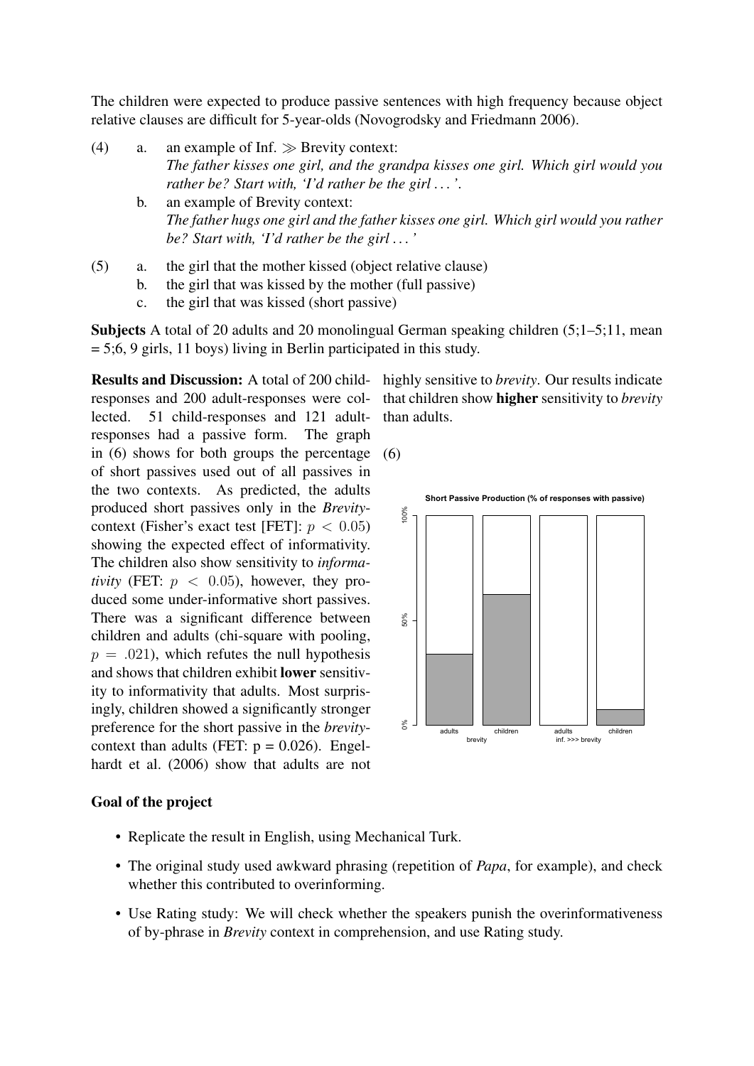The children were expected to produce passive sentences with high frequency because object relative clauses are difficult for 5-year-olds (Novogrodsky and Friedmann 2006).

(4) a. an example of Inf. $\gg$ Brevity context:
*The father kisses one girl, and the grandpa kisses one girl. Which girl would you rather be? Start with, 'I'd rather be the girl . . . '.*

b. an example of Brevity context:
*The father hugs one girl and the father kisses one girl. Which girl would you rather be? Start with, 'I'd rather be the girl . . . '*

(5) a. the girl that the mother kissed (object relative clause)

b. the girl that was kissed by the mother (full passive)

c. the girl that was kissed (short passive)

**Subjects** A total of 20 adults and 20 monolingual German speaking children (5;1–5;11, mean = 5;6, 9 girls, 11 boys) living in Berlin participated in this study.

**Results and Discussion:** A total of 200 child-responses and 200 adult-responses were collected. 51 child-responses and 121 adult-responses had a passive form. The graph in (6) shows for both groups the percentage of short passives used out of all passives in the two contexts. As predicted, the adults produced short passives only in the *Brevity*-context (Fisher's exact test [FET]: $p < 0.05$) showing the expected effect of informativity. The children also show sensitivity to *informativity* (FET: $p < 0.05$), however, they produced some under-informative short passives. There was a significant difference between children and adults (chi-square with pooling, $p = .021$), which refutes the null hypothesis and shows that children exhibit **lower** sensitivity to informativity that adults. Most surprisingly, children showed a significantly stronger preference for the short passive in the *brevity*-context than adults (FET: p = 0.026). Engelhardt et al. (2006) show that adults are not highly sensitive to *brevity*. Our results indicate that children show **higher** sensitivity to *brevity* than adults.

(6)

Short Passive Production (% of responses with passive)

## Goal of the project

- Replicate the result in English, using Mechanical Turk.
- The original study used awkward phrasing (repetition of *Papa*, for example), and check whether this contributed to overinforming.
- Use Rating study: We will check whether the speakers punish the overinformativeness of by-phrase in *Brevity* context in comprehension, and use Rating study.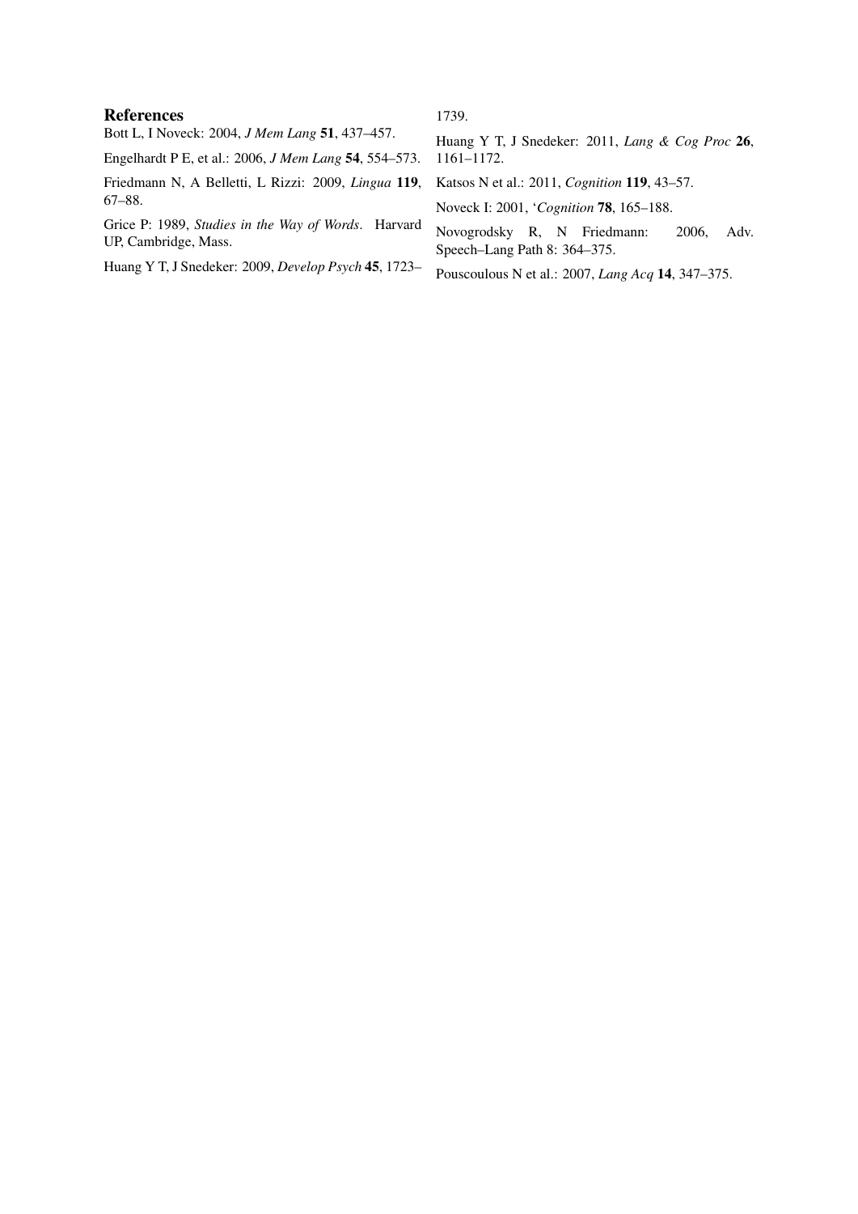## References

Bott L, I Noveck: 2004, *J Mem Lang* **51**, 437–457.

Engelhardt P E, et al.: 2006, *J Mem Lang* **54**, 554–573.

Friedmann N, A Belletti, L Rizzi: 2009, *Lingua* **119**, 67–88.

Grice P: 1989, *Studies in the Way of Words*. Harvard UP, Cambridge, Mass.

Huang Y T, J Snedeker: 2009, *Develop Psych* **45**, 1723–1739.

Huang Y T, J Snedeker: 2011, *Lang & Cog Proc* **26**, 1161–1172.

Katsos N et al.: 2011, *Cognition* **119**, 43–57.

Noveck I: 2001, '*Cognition* **78**, 165–188.

Novogrodsky R, N Friedmann: 2006, Adv. Speech–Lang Path 8: 364–375.

Pouscoulous N et al.: 2007, *Lang Acq* **14**, 347–375.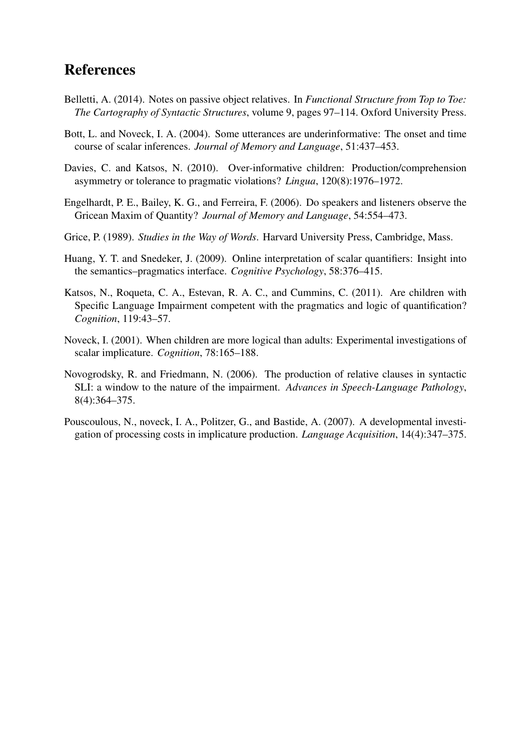## References

Belletti, A. (2014). Notes on passive object relatives. In *Functional Structure from Top to Toe: The Cartography of Syntactic Structures*, volume 9, pages 97–114. Oxford University Press.

Bott, L. and Noveck, I. A. (2004). Some utterances are underinformative: The onset and time course of scalar inferences. *Journal of Memory and Language*, 51:437–453.

Davies, C. and Katsos, N. (2010). Over-informative children: Production/comprehension asymmetry or tolerance to pragmatic violations? *Lingua*, 120(8):1976–1972.

Engelhardt, P. E., Bailey, K. G., and Ferreira, F. (2006). Do speakers and listeners observe the Gricean Maxim of Quantity? *Journal of Memory and Language*, 54:554–473.

Grice, P. (1989). *Studies in the Way of Words*. Harvard University Press, Cambridge, Mass.

Huang, Y. T. and Snedeker, J. (2009). Online interpretation of scalar quantifiers: Insight into the semantics–pragmatics interface. *Cognitive Psychology*, 58:376–415.

Katsos, N., Roqueta, C. A., Estevan, R. A. C., and Cummins, C. (2011). Are children with Specific Language Impairment competent with the pragmatics and logic of quantification? *Cognition*, 119:43–57.

Noveck, I. (2001). When children are more logical than adults: Experimental investigations of scalar implicature. *Cognition*, 78:165–188.

Novogrodsky, R. and Friedmann, N. (2006). The production of relative clauses in syntactic SLI: a window to the nature of the impairment. *Advances in Speech-Language Pathology*, 8(4):364–375.

Pouscoulous, N., noveck, I. A., Politzer, G., and Bastide, A. (2007). A developmental investigation of processing costs in implicature production. *Language Acquisition*, 14(4):347–375.